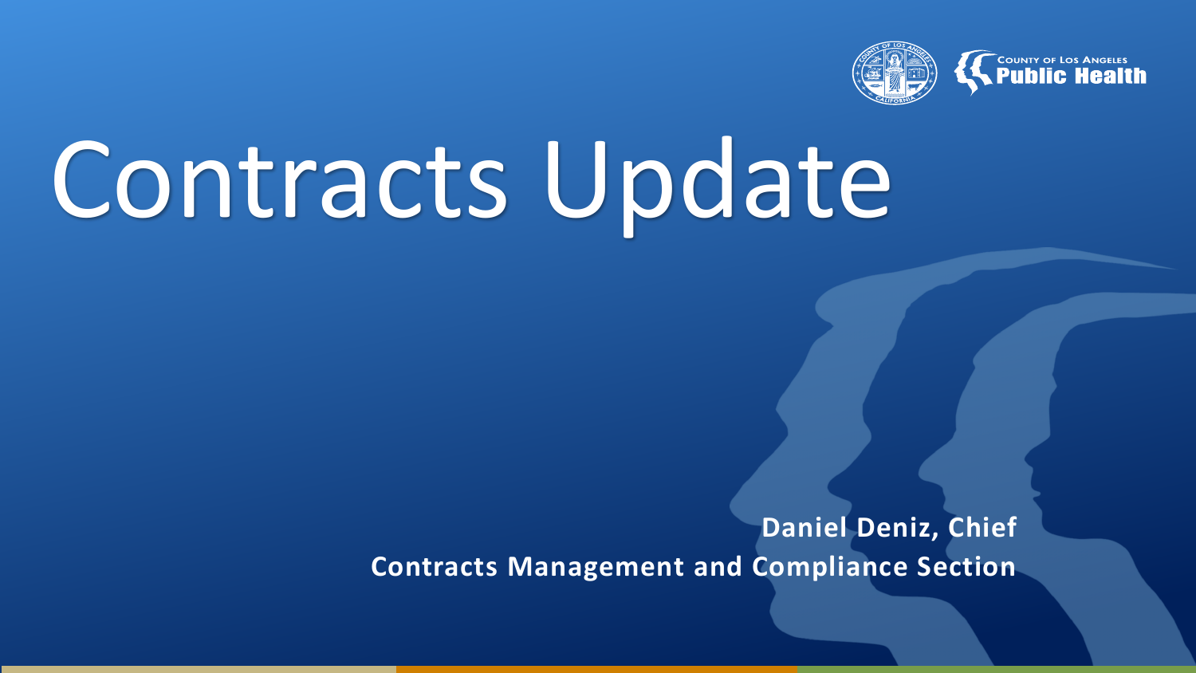COUNTY OF LOS ANGELES
Public Health

# Contracts Update

**Daniel Deniz, Chief**
**Contracts Management and Compliance Section**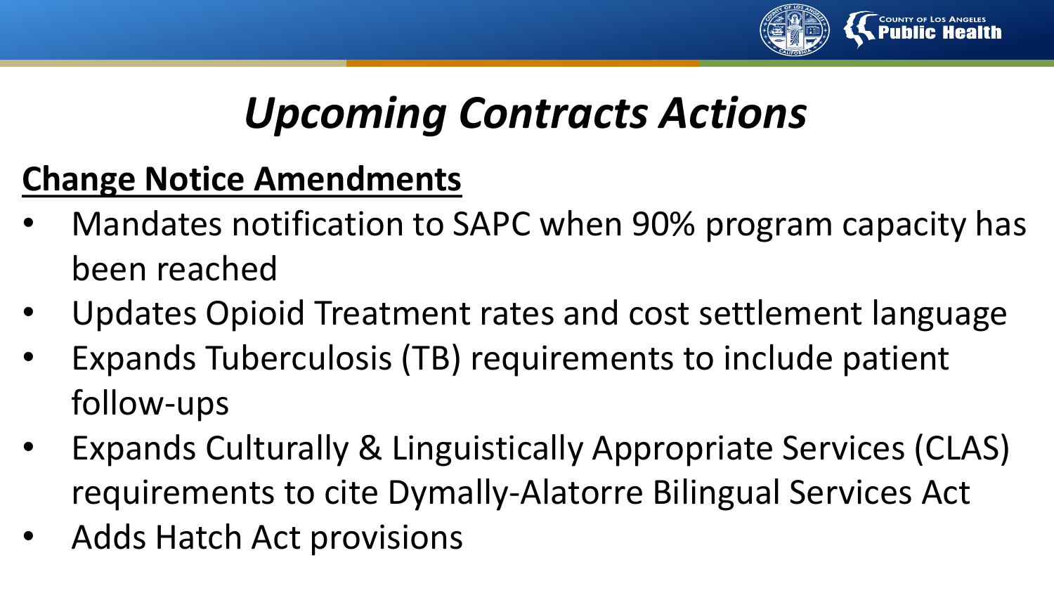# *Upcoming Contracts Actions*

## <u>**Change Notice Amendments**</u>

- Mandates notification to SAPC when 90% program capacity has been reached
- Updates Opioid Treatment rates and cost settlement language
- Expands Tuberculosis (TB) requirements to include patient follow-ups
- Expands Culturally & Linguistically Appropriate Services (CLAS) requirements to cite Dymally-Alatorre Bilingual Services Act
- Adds Hatch Act provisions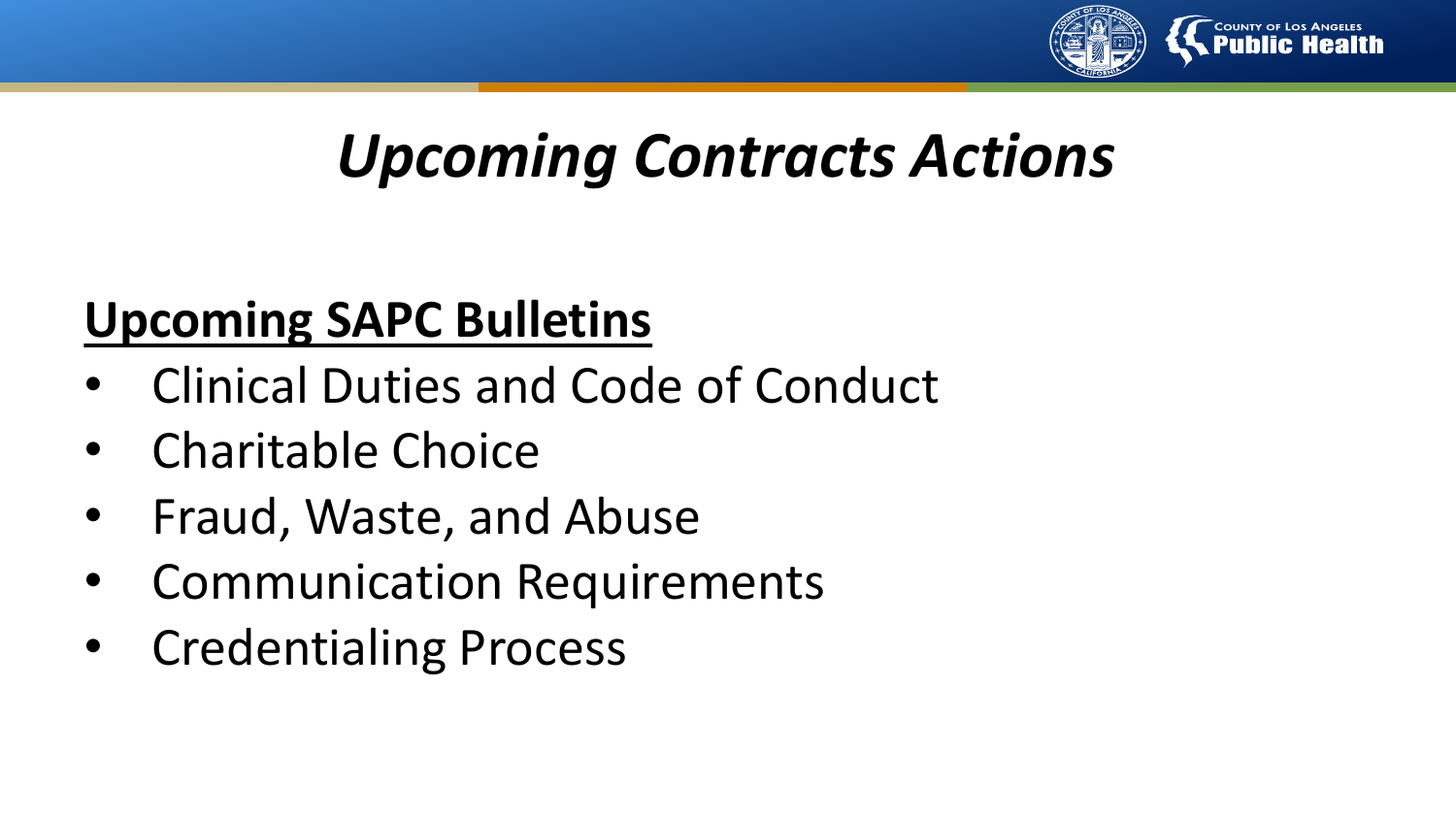# *Upcoming Contracts Actions*

**Upcoming SAPC Bulletins**

- Clinical Duties and Code of Conduct
- Charitable Choice
- Fraud, Waste, and Abuse
- Communication Requirements
- Credentialing Process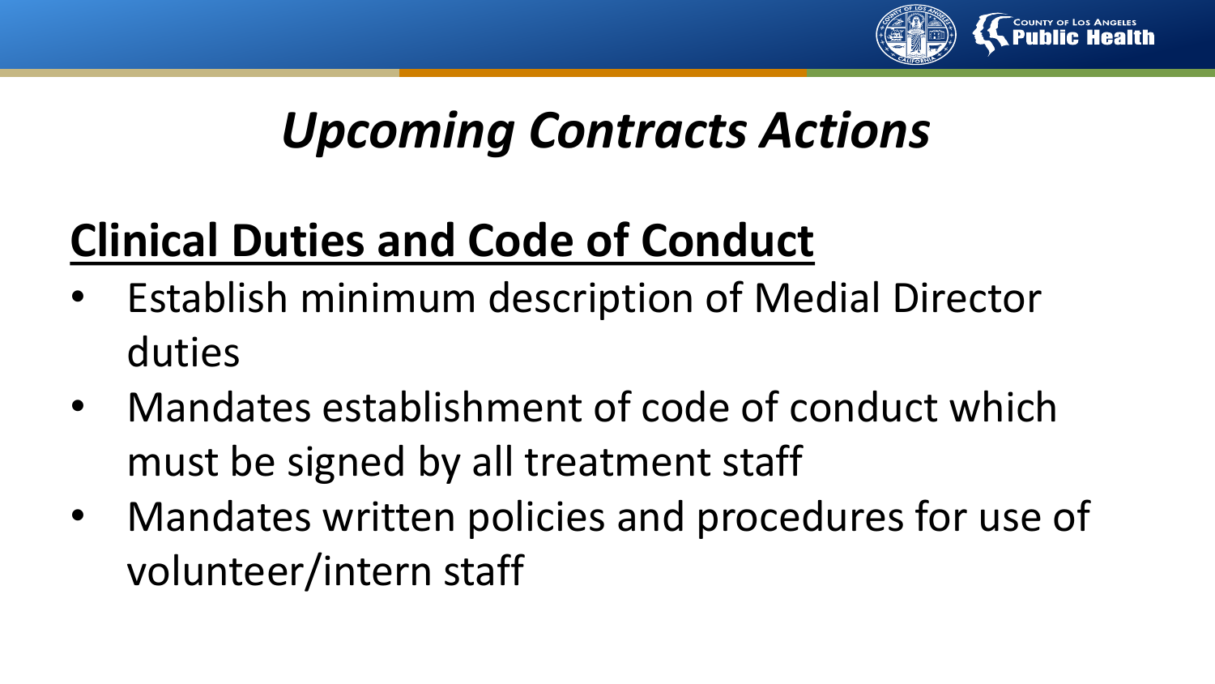# *Upcoming Contracts Actions*

## <u>**Clinical Duties and Code of Conduct**</u>

- Establish minimum description of Medial Director duties
- Mandates establishment of code of conduct which must be signed by all treatment staff
- Mandates written policies and procedures for use of volunteer/intern staff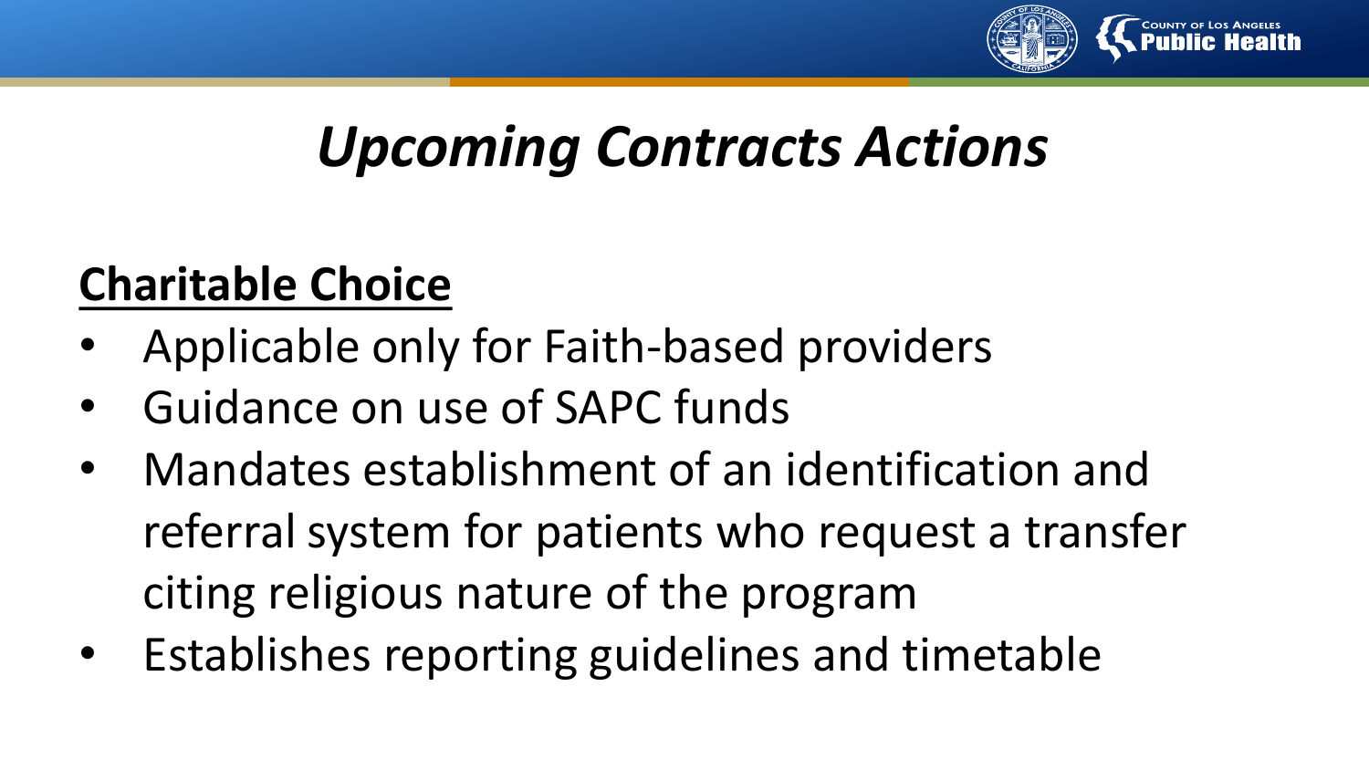# *Upcoming Contracts Actions*

## Charitable Choice

- Applicable only for Faith-based providers
- Guidance on use of SAPC funds
- Mandates establishment of an identification and referral system for patients who request a transfer citing religious nature of the program
- Establishes reporting guidelines and timetable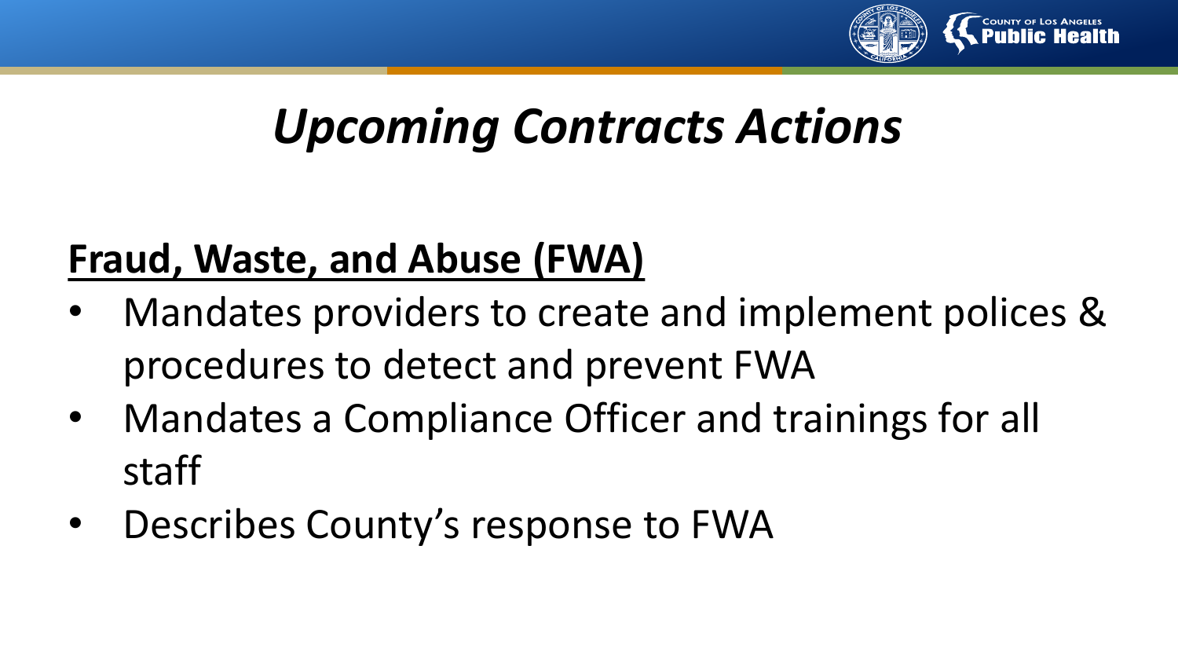# *Upcoming Contracts Actions*

**Fraud, Waste, and Abuse (FWA)**

- Mandates providers to create and implement polices & procedures to detect and prevent FWA
- Mandates a Compliance Officer and trainings for all staff
- Describes County's response to FWA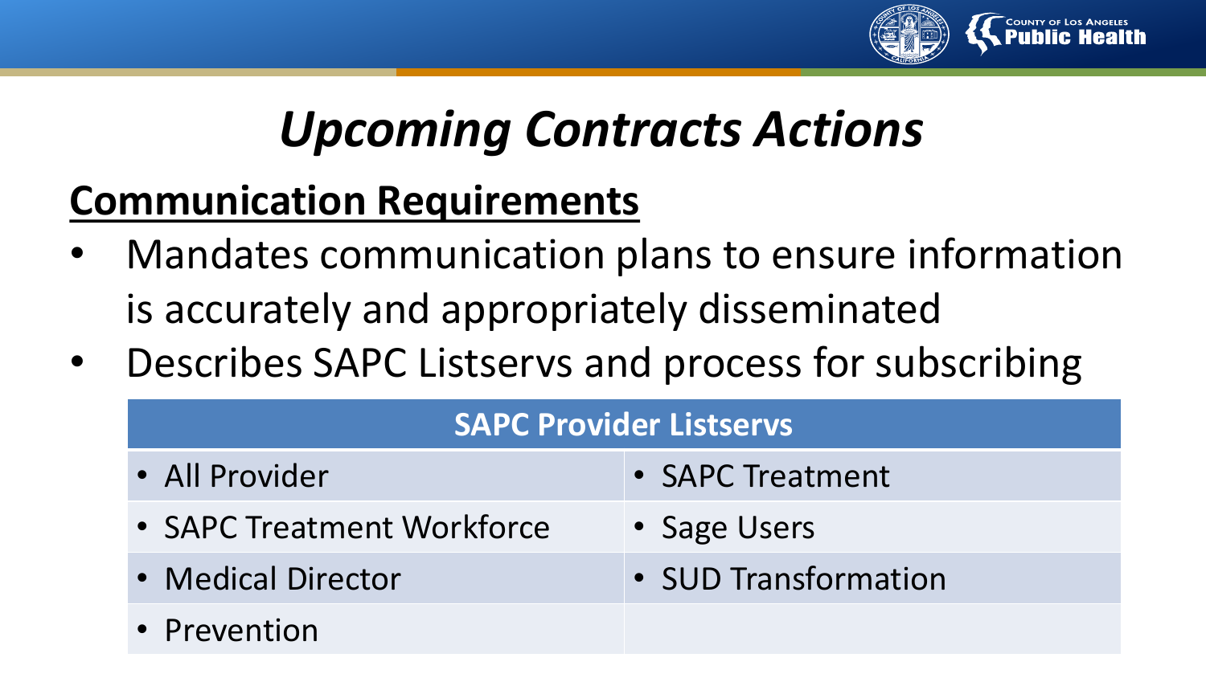# *Upcoming Contracts Actions*

## Communication Requirements

- Mandates communication plans to ensure information is accurately and appropriately disseminated
- Describes SAPC Listservs and process for subscribing

| SAPC Provider Listservs | |
|---|---|
| • All Provider | • SAPC Treatment |
| • SAPC Treatment Workforce | • Sage Users |
| • Medical Director | • SUD Transformation |
| • Prevention | |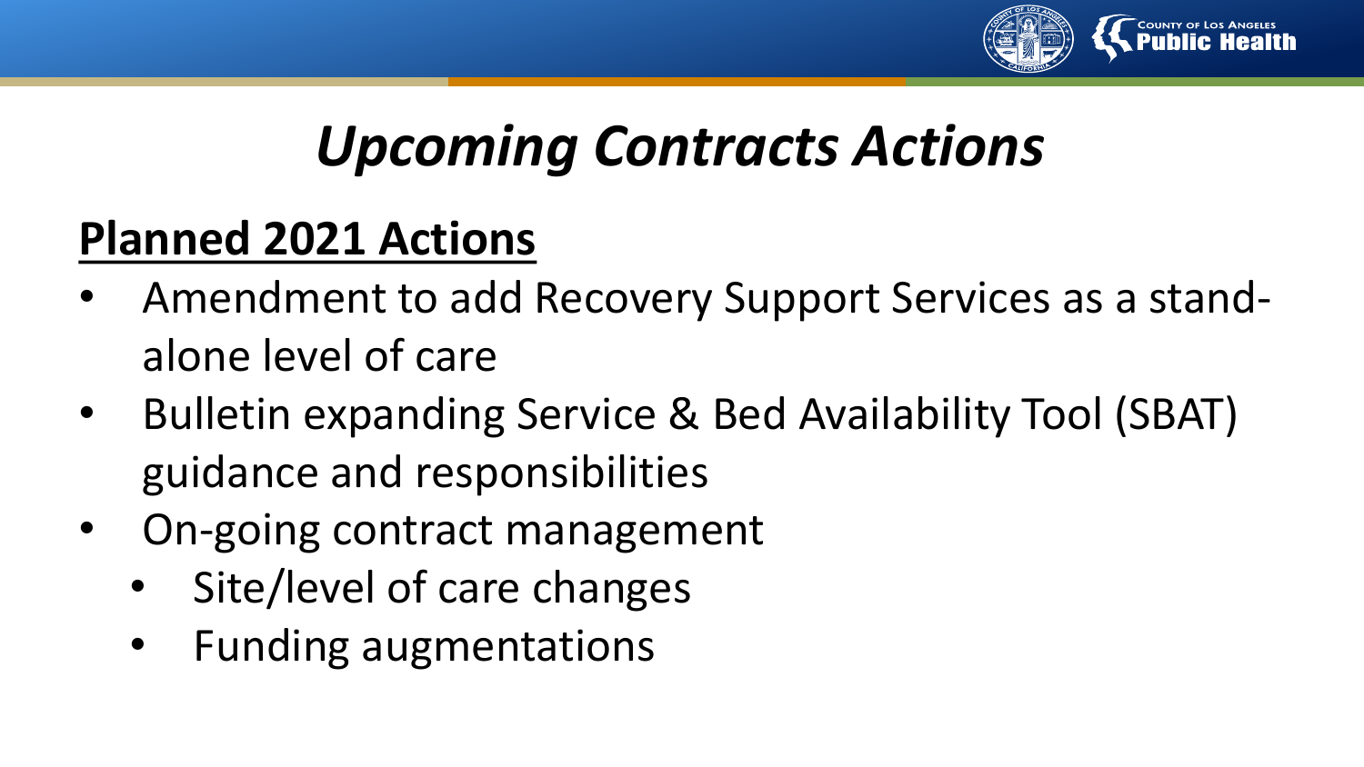# *Upcoming Contracts Actions*

## Planned 2021 Actions

- Amendment to add Recovery Support Services as a stand-alone level of care
- Bulletin expanding Service & Bed Availability Tool (SBAT) guidance and responsibilities
- On-going contract management
  - Site/level of care changes
  - Funding augmentations